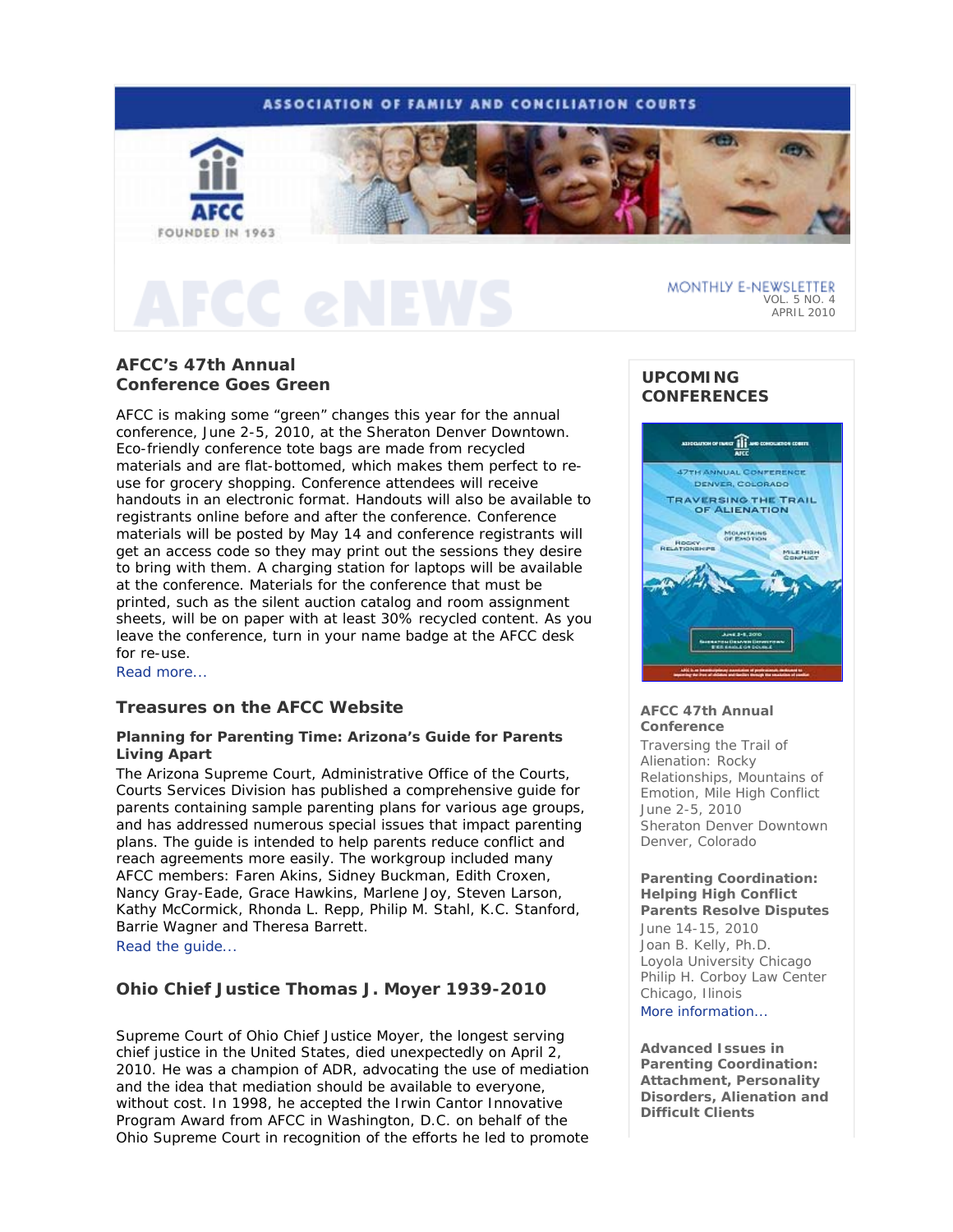ASSOCIATION OF FAMILY AND CONCILIATION COURTS

AFCC

FOUNDED IN 1963

# AFCC eNEWS

MONTHLY E-NEWSLETTER
VOL. 5 NO. 4
APRIL 2010

## AFCC's 47th Annual Conference Goes Green

AFCC is making some "green" changes this year for the annual conference, June 2-5, 2010, at the Sheraton Denver Downtown. Eco-friendly conference tote bags are made from recycled materials and are flat-bottomed, which makes them perfect to re-use for grocery shopping. Conference attendees will receive handouts in an electronic format. Handouts will also be available to registrants online before and after the conference. Conference materials will be posted by May 14 and conference registrants will get an access code so they may print out the sessions they desire to bring with them. A charging station for laptops will be available at the conference. Materials for the conference that must be printed, such as the silent auction catalog and room assignment sheets, will be on paper with at least 30% recycled content. As you leave the conference, turn in your name badge at the AFCC desk for re-use.

Read more...

## Treasures on the AFCC Website

**Planning for Parenting Time: Arizona's Guide for Parents Living Apart**

The Arizona Supreme Court, Administrative Office of the Courts, Courts Services Division has published a comprehensive guide for parents containing sample parenting plans for various age groups, and has addressed numerous special issues that impact parenting plans. The guide is intended to help parents reduce conflict and reach agreements more easily. The workgroup included many AFCC members: Faren Akins, Sidney Buckman, Edith Croxen, Nancy Gray-Eade, Grace Hawkins, Marlene Joy, Steven Larson, Kathy McCormick, Rhonda L. Repp, Philip M. Stahl, K.C. Stanford, Barrie Wagner and Theresa Barrett.

Read the guide...

## Ohio Chief Justice Thomas J. Moyer 1939-2010

Supreme Court of Ohio Chief Justice Moyer, the longest serving chief justice in the United States, died unexpectedly on April 2, 2010. He was a champion of ADR, advocating the use of mediation and the idea that mediation should be available to everyone, without cost. In 1998, he accepted the Irwin Cantor Innovative Program Award from AFCC in Washington, D.C. on behalf of the Ohio Supreme Court in recognition of the efforts he led to promote

## UPCOMING CONFERENCES

**AFCC 47th Annual Conference**
Traversing the Trail of Alienation: Rocky Relationships, Mountains of Emotion, Mile High Conflict
June 2-5, 2010
Sheraton Denver Downtown
Denver, Colorado

**Parenting Coordination: Helping High Conflict Parents Resolve Disputes**
June 14-15, 2010
Joan B. Kelly, Ph.D.
Loyola University Chicago
Philip H. Corboy Law Center
Chicago, Ilinois
More information...

**Advanced Issues in Parenting Coordination: Attachment, Personality Disorders, Alienation and Difficult Clients**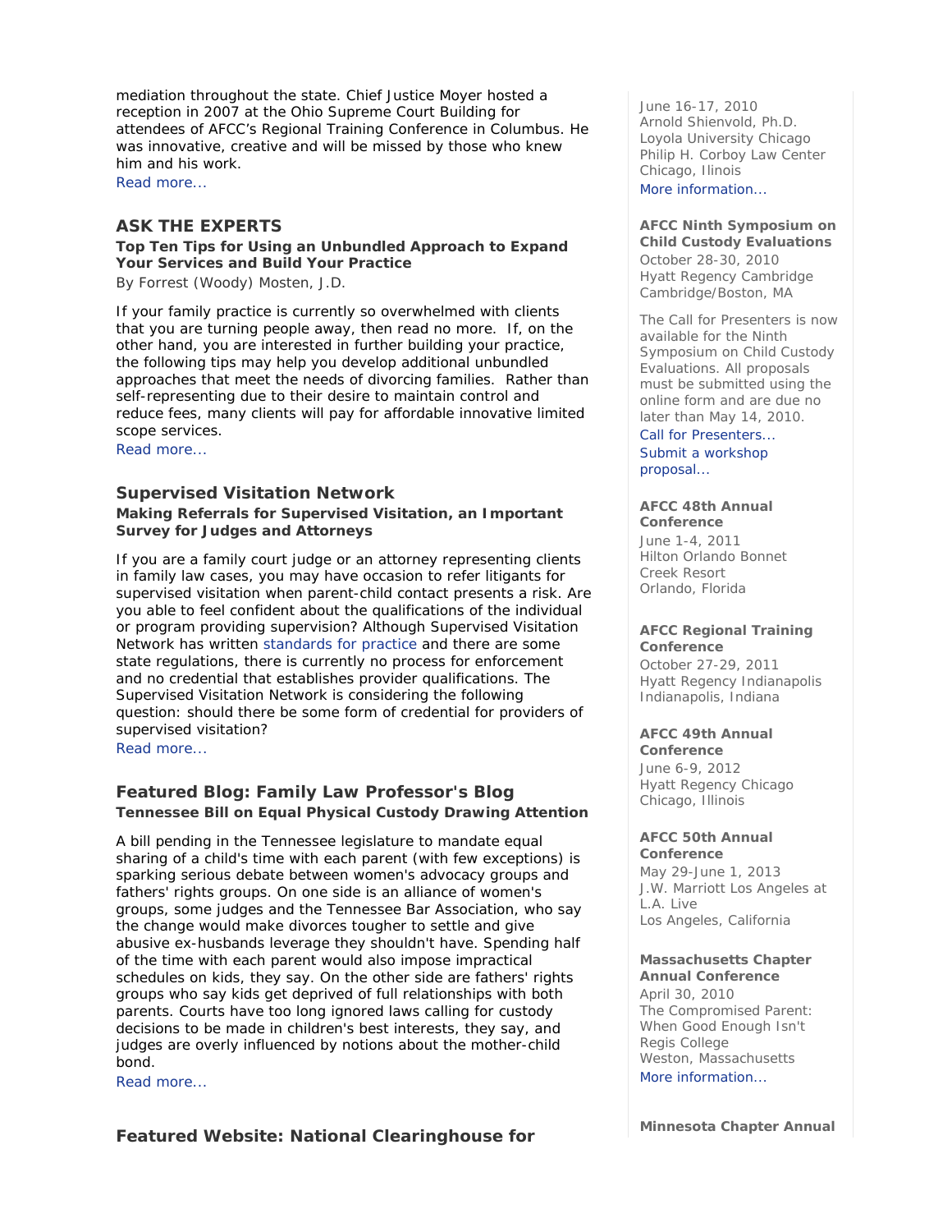mediation throughout the state. Chief Justice Moyer hosted a reception in 2007 at the Ohio Supreme Court Building for attendees of AFCC's Regional Training Conference in Columbus. He was innovative, creative and will be missed by those who knew him and his work.
Read more...

## ASK THE EXPERTS

**Top Ten Tips for Using an Unbundled Approach to Expand Your Services and Build Your Practice**

By Forrest (Woody) Mosten, J.D.

If your family practice is currently so overwhelmed with clients that you are turning people away, then read no more. If, on the other hand, you are interested in further building your practice, the following tips may help you develop additional unbundled approaches that meet the needs of divorcing families. Rather than self-representing due to their desire to maintain control and reduce fees, many clients will pay for affordable innovative limited scope services.
Read more...

## Supervised Visitation Network

**Making Referrals for Supervised Visitation, an Important Survey for Judges and Attorneys**

If you are a family court judge or an attorney representing clients in family law cases, you may have occasion to refer litigants for supervised visitation when parent-child contact presents a risk. Are you able to feel confident about the qualifications of the individual or program providing supervision? Although Supervised Visitation Network has written standards for practice and there are some state regulations, there is currently no process for enforcement and no credential that establishes provider qualifications. The Supervised Visitation Network is considering the following question: should there be some form of credential for providers of supervised visitation?
Read more...

## Featured Blog: Family Law Professor's Blog

**Tennessee Bill on Equal Physical Custody Drawing Attention**

A bill pending in the Tennessee legislature to mandate equal sharing of a child's time with each parent (with few exceptions) is sparking serious debate between women's advocacy groups and fathers' rights groups. On one side is an alliance of women's groups, some judges and the Tennessee Bar Association, who say the change would make divorces tougher to settle and give abusive ex-husbands leverage they shouldn't have. Spending half of the time with each parent would also impose impractical schedules on kids, they say. On the other side are fathers' rights groups who say kids get deprived of full relationships with both parents. Courts have too long ignored laws calling for custody decisions to be made in children's best interests, they say, and judges are overly influenced by notions about the mother-child bond.
Read more...

## Featured Website: National Clearinghouse for

June 16-17, 2010
Arnold Shienvold, Ph.D.
Loyola University Chicago
Philip H. Corboy Law Center
Chicago, Ilinois
More information...

**AFCC Ninth Symposium on Child Custody Evaluations**
October 28-30, 2010
Hyatt Regency Cambridge
Cambridge/Boston, MA

The Call for Presenters is now available for the Ninth Symposium on Child Custody Evaluations. All proposals must be submitted using the online form and are due no later than May 14, 2010.
Call for Presenters...
Submit a workshop proposal...

**AFCC 48th Annual Conference**
June 1-4, 2011
Hilton Orlando Bonnet Creek Resort
Orlando, Florida

**AFCC Regional Training Conference**
October 27-29, 2011
Hyatt Regency Indianapolis
Indianapolis, Indiana

**AFCC 49th Annual Conference**
June 6-9, 2012
Hyatt Regency Chicago
Chicago, Illinois

**AFCC 50th Annual Conference**
May 29-June 1, 2013
J.W. Marriott Los Angeles at L.A. Live
Los Angeles, California

**Massachusetts Chapter Annual Conference**
April 30, 2010
The Compromised Parent: When Good Enough Isn't
Regis College
Weston, Massachusetts
More information...

**Minnesota Chapter Annual**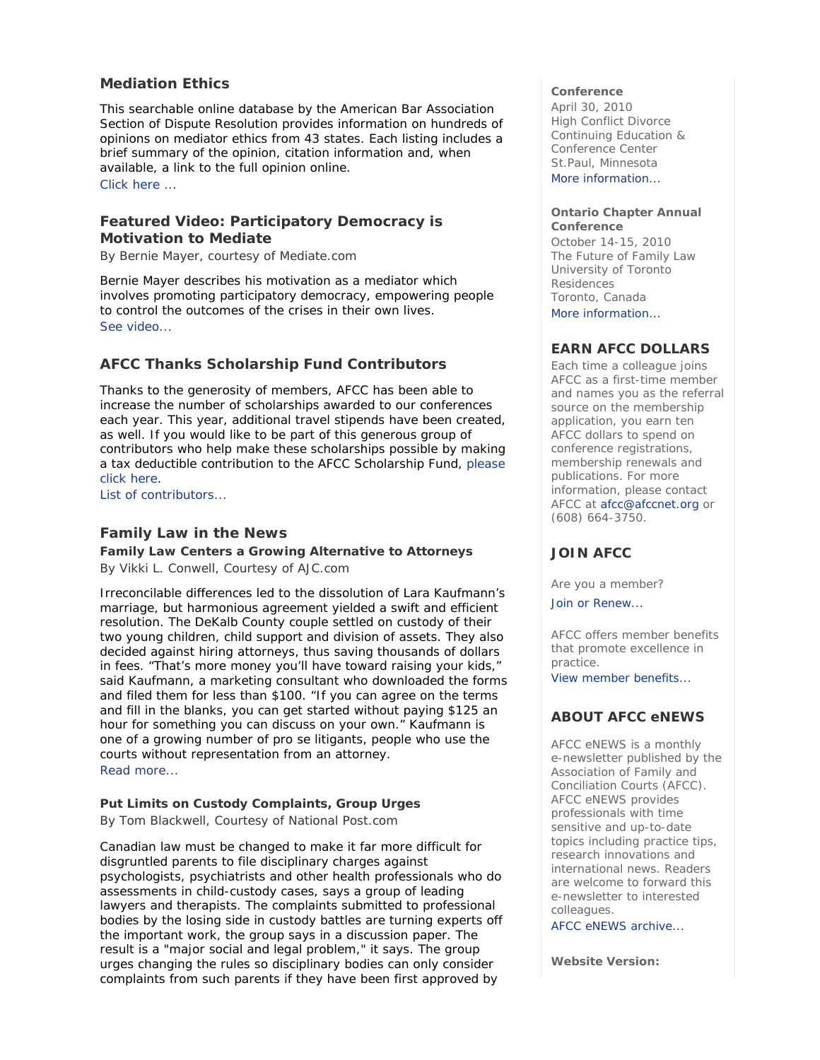## Mediation Ethics

This searchable online database by the American Bar Association Section of Dispute Resolution provides information on hundreds of opinions on mediator ethics from 43 states. Each listing includes a brief summary of the opinion, citation information and, when available, a link to the full opinion online.
Click here ...

## Featured Video: Participatory Democracy is Motivation to Mediate

By Bernie Mayer, courtesy of Mediate.com

Bernie Mayer describes his motivation as a mediator which involves promoting participatory democracy, empowering people to control the outcomes of the crises in their own lives.
See video...

## AFCC Thanks Scholarship Fund Contributors

Thanks to the generosity of members, AFCC has been able to increase the number of scholarships awarded to our conferences each year. This year, additional travel stipends have been created, as well. If you would like to be part of this generous group of contributors who help make these scholarships possible by making a tax deductible contribution to the AFCC Scholarship Fund, please click here.
List of contributors...

## Family Law in the News

### Family Law Centers a Growing Alternative to Attorneys

By Vikki L. Conwell, Courtesy of AJC.com

Irreconcilable differences led to the dissolution of Lara Kaufmann's marriage, but harmonious agreement yielded a swift and efficient resolution. The DeKalb County couple settled on custody of their two young children, child support and division of assets. They also decided against hiring attorneys, thus saving thousands of dollars in fees. "That's more money you'll have toward raising your kids," said Kaufmann, a marketing consultant who downloaded the forms and filed them for less than $100. "If you can agree on the terms and fill in the blanks, you can get started without paying $125 an hour for something you can discuss on your own." Kaufmann is one of a growing number of pro se litigants, people who use the courts without representation from an attorney.
Read more...

### Put Limits on Custody Complaints, Group Urges

By Tom Blackwell, Courtesy of National Post.com

Canadian law must be changed to make it far more difficult for disgruntled parents to file disciplinary charges against psychologists, psychiatrists and other health professionals who do assessments in child-custody cases, says a group of leading lawyers and therapists. The complaints submitted to professional bodies by the losing side in custody battles are turning experts off the important work, the group says in a discussion paper. The result is a "major social and legal problem," it says. The group urges changing the rules so disciplinary bodies can only consider complaints from such parents if they have been first approved by

**Conference**
April 30, 2010
High Conflict Divorce
Continuing Education & Conference Center
St.Paul, Minnesota
More information...

**Ontario Chapter Annual Conference**
October 14-15, 2010
The Future of Family Law
University of Toronto Residences
Toronto, Canada
More information...

## EARN AFCC DOLLARS

Each time a colleague joins AFCC as a first-time member and names you as the referral source on the membership application, you earn ten AFCC dollars to spend on conference registrations, membership renewals and publications. For more information, please contact AFCC at afcc@afccnet.org or (608) 664-3750.

## JOIN AFCC

Are you a member?
Join or Renew...

AFCC offers member benefits that promote excellence in practice.
View member benefits...

## ABOUT AFCC eNEWS

AFCC eNEWS is a monthly e-newsletter published by the Association of Family and Conciliation Courts (AFCC). AFCC eNEWS provides professionals with time sensitive and up-to-date topics including practice tips, research innovations and international news. Readers are welcome to forward this e-newsletter to interested colleagues.
AFCC eNEWS archive...

**Website Version:**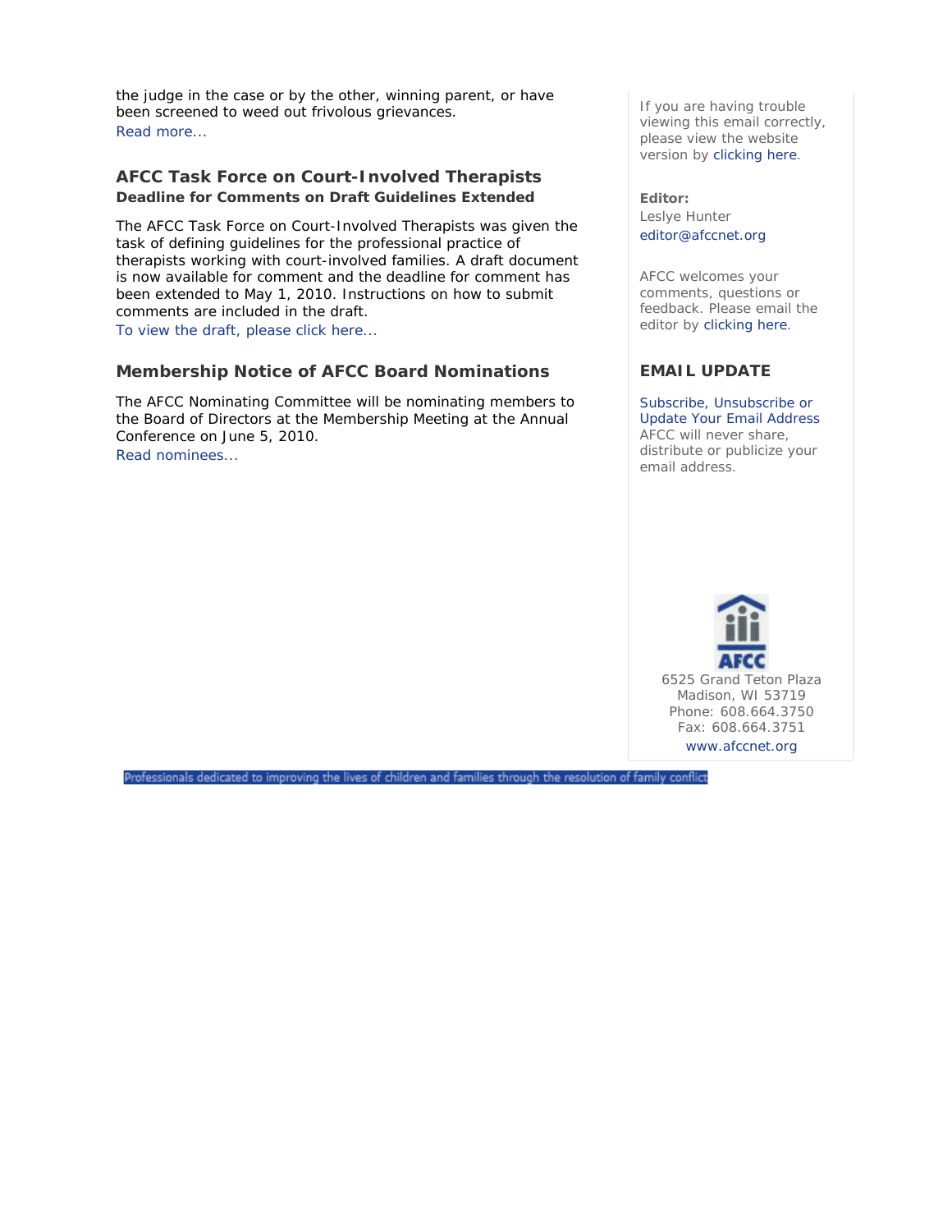the judge in the case or by the other, winning parent, or have been screened to weed out frivolous grievances.
Read more...

### AFCC Task Force on Court-Involved Therapists

**Deadline for Comments on Draft Guidelines Extended**

The AFCC Task Force on Court-Involved Therapists was given the task of defining guidelines for the professional practice of therapists working with court-involved families. A draft document is now available for comment and the deadline for comment has been extended to May 1, 2010. Instructions on how to submit comments are included in the draft.
To view the draft, please click here...

### Membership Notice of AFCC Board Nominations

The AFCC Nominating Committee will be nominating members to the Board of Directors at the Membership Meeting at the Annual Conference on June 5, 2010.
Read nominees...

If you are having trouble viewing this email correctly, please view the website version by clicking here.

**Editor:**
Leslye Hunter
editor@afccnet.org

AFCC welcomes your comments, questions or feedback. Please email the editor by clicking here.

### EMAIL UPDATE

Subscribe, Unsubscribe or Update Your Email Address
AFCC will never share, distribute or publicize your email address.

AFCC
6525 Grand Teton Plaza
Madison, WI 53719
Phone: 608.664.3750
Fax: 608.664.3751
www.afccnet.org

Professionals dedicated to improving the lives of children and families through the resolution of family conflict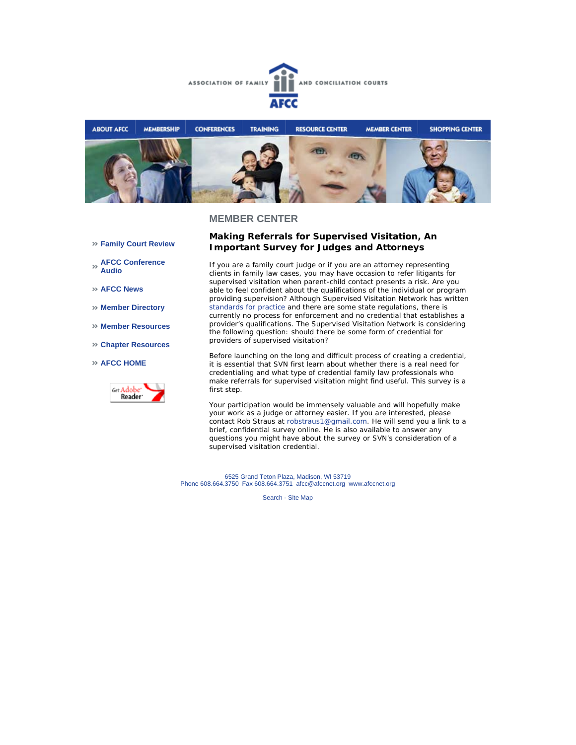ASSOCIATION OF FAMILY AND CONCILIATION COURTS

AFCC

ABOUT AFCC | MEMBERSHIP | CONFERENCES | TRAINING | RESOURCE CENTER | MEMBER CENTER | SHOPPING CENTER

## MEMBER CENTER

- » Family Court Review
- » AFCC Conference Audio
- » AFCC News
- » Member Directory
- » Member Resources
- » Chapter Resources
- » AFCC HOME

Get Adobe Reader

### Making Referrals for Supervised Visitation, An Important Survey for Judges and Attorneys

If you are a family court judge or if you are an attorney representing clients in family law cases, you may have occasion to refer litigants for supervised visitation when parent-child contact presents a risk. Are you able to feel confident about the qualifications of the individual or program providing supervision? Although Supervised Visitation Network has written standards for practice and there are some state regulations, there is currently no process for enforcement and no credential that establishes a provider's qualifications. The Supervised Visitation Network is considering the following question: should there be some form of credential for providers of supervised visitation?

Before launching on the long and difficult process of creating a credential, it is essential that SVN first learn about whether there is a real need for credentialing and what type of credential family law professionals who make referrals for supervised visitation might find useful. This survey is a first step.

Your participation would be immensely valuable and will hopefully make your work as a judge or attorney easier. If you are interested, please contact Rob Straus at robstraus1@gmail.com. He will send you a link to a brief, confidential survey online. He is also available to answer any questions you might have about the survey or SVN's consideration of a supervised visitation credential.

6525 Grand Teton Plaza, Madison, WI 53719
Phone 608.664.3750 Fax 608.664.3751 afcc@afccnet.org www.afccnet.org

Search - Site Map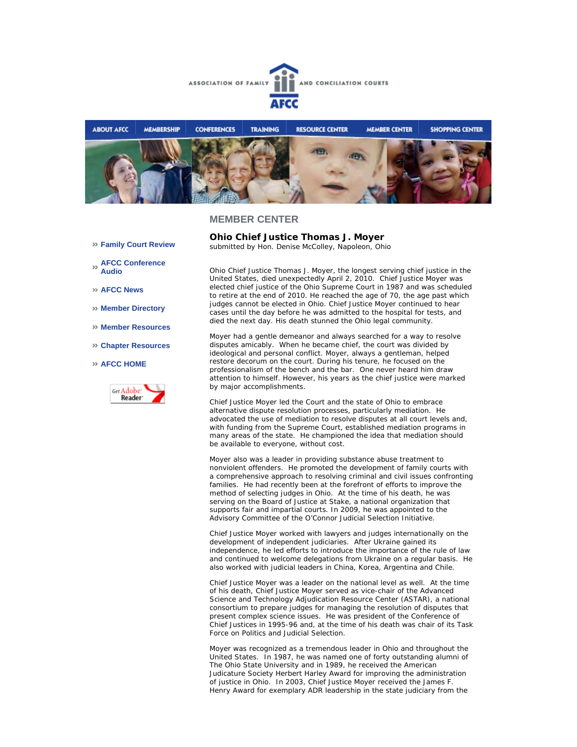ASSOCIATION OF FAMILY AND CONCILIATION COURTS

AFCC

ABOUT AFCC | MEMBERSHIP | CONFERENCES | TRAINING | RESOURCE CENTER | MEMBER CENTER | SHOPPING CENTER

## MEMBER CENTER

- » Family Court Review
- » AFCC Conference Audio
- » AFCC News
- » Member Directory
- » Member Resources
- » Chapter Resources
- » AFCC HOME

Get Adobe Reader

### Ohio Chief Justice Thomas J. Moyer

submitted by Hon. Denise McColley, Napoleon, Ohio

Ohio Chief Justice Thomas J. Moyer, the longest serving chief justice in the United States, died unexpectedly April 2, 2010. Chief Justice Moyer was elected chief justice of the Ohio Supreme Court in 1987 and was scheduled to retire at the end of 2010. He reached the age of 70, the age past which judges cannot be elected in Ohio. Chief Justice Moyer continued to hear cases until the day before he was admitted to the hospital for tests, and died the next day. His death stunned the Ohio legal community.

Moyer had a gentle demeanor and always searched for a way to resolve disputes amicably. When he became chief, the court was divided by ideological and personal conflict. Moyer, always a gentleman, helped restore decorum on the court. During his tenure, he focused on the professionalism of the bench and the bar. One never heard him draw attention to himself. However, his years as the chief justice were marked by major accomplishments.

Chief Justice Moyer led the Court and the state of Ohio to embrace alternative dispute resolution processes, particularly mediation. He advocated the use of mediation to resolve disputes at all court levels and, with funding from the Supreme Court, established mediation programs in many areas of the state. He championed the idea that mediation should be available to everyone, without cost.

Moyer also was a leader in providing substance abuse treatment to nonviolent offenders. He promoted the development of family courts with a comprehensive approach to resolving criminal and civil issues confronting families. He had recently been at the forefront of efforts to improve the method of selecting judges in Ohio. At the time of his death, he was serving on the Board of Justice at Stake, a national organization that supports fair and impartial courts. In 2009, he was appointed to the Advisory Committee of the O'Connor Judicial Selection Initiative.

Chief Justice Moyer worked with lawyers and judges internationally on the development of independent judiciaries. After Ukraine gained its independence, he led efforts to introduce the importance of the rule of law and continued to welcome delegations from Ukraine on a regular basis. He also worked with judicial leaders in China, Korea, Argentina and Chile.

Chief Justice Moyer was a leader on the national level as well. At the time of his death, Chief Justice Moyer served as vice-chair of the Advanced Science and Technology Adjudication Resource Center (ASTAR), a national consortium to prepare judges for managing the resolution of disputes that present complex science issues. He was president of the Conference of Chief Justices in 1995-96 and, at the time of his death was chair of its Task Force on Politics and Judicial Selection.

Moyer was recognized as a tremendous leader in Ohio and throughout the United States. In 1987, he was named one of forty outstanding alumni of The Ohio State University and in 1989, he received the American Judicature Society Herbert Harley Award for improving the administration of justice in Ohio. In 2003, Chief Justice Moyer received the James F. Henry Award for exemplary ADR leadership in the state judiciary from the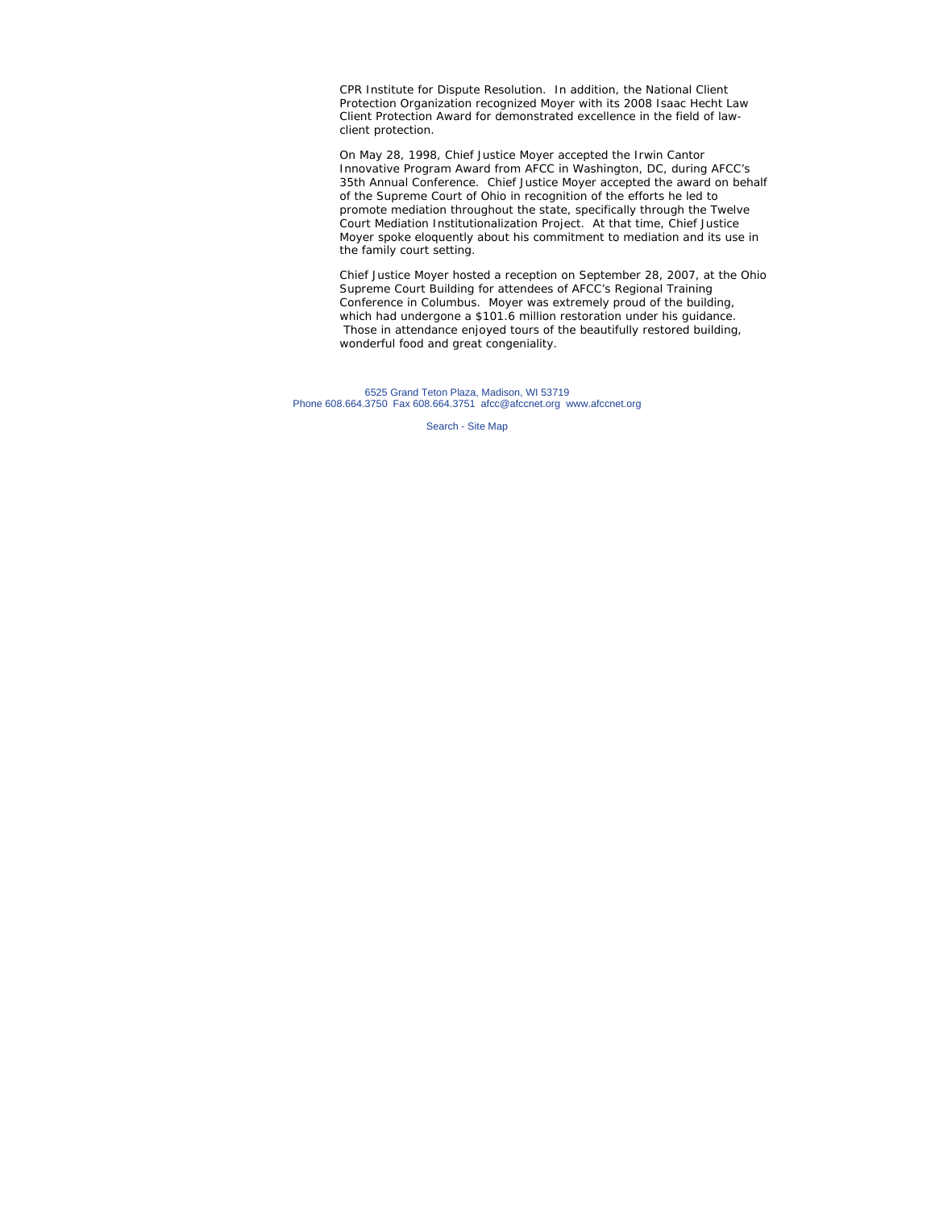CPR Institute for Dispute Resolution. In addition, the National Client Protection Organization recognized Moyer with its 2008 Isaac Hecht Law Client Protection Award for demonstrated excellence in the field of law-client protection.

On May 28, 1998, Chief Justice Moyer accepted the Irwin Cantor Innovative Program Award from AFCC in Washington, DC, during AFCC's 35th Annual Conference. Chief Justice Moyer accepted the award on behalf of the Supreme Court of Ohio in recognition of the efforts he led to promote mediation throughout the state, specifically through the Twelve Court Mediation Institutionalization Project. At that time, Chief Justice Moyer spoke eloquently about his commitment to mediation and its use in the family court setting.

Chief Justice Moyer hosted a reception on September 28, 2007, at the Ohio Supreme Court Building for attendees of AFCC's Regional Training Conference in Columbus. Moyer was extremely proud of the building, which had undergone a $101.6 million restoration under his guidance. Those in attendance enjoyed tours of the beautifully restored building, wonderful food and great congeniality.

6525 Grand Teton Plaza, Madison, WI 53719
Phone 608.664.3750 Fax 608.664.3751 afcc@afccnet.org www.afccnet.org

Search - Site Map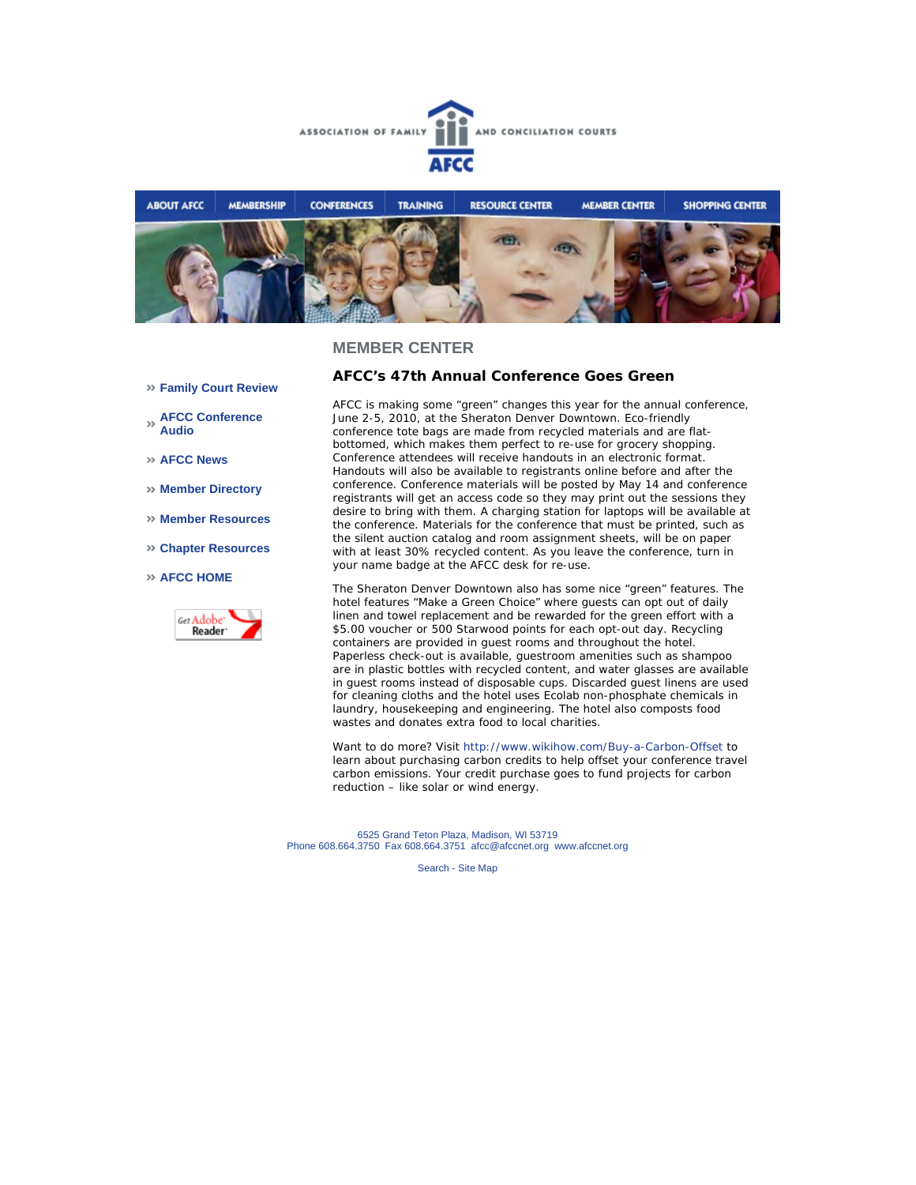ASSOCIATION OF FAMILY AND CONCILIATION COURTS

AFCC

ABOUT AFCC | MEMBERSHIP | CONFERENCES | TRAINING | RESOURCE CENTER | MEMBER CENTER | SHOPPING CENTER

## MEMBER CENTER

- » Family Court Review
- » AFCC Conference Audio
- » AFCC News
- » Member Directory
- » Member Resources
- » Chapter Resources
- » AFCC HOME

Get Adobe Reader

### AFCC's 47th Annual Conference Goes Green

AFCC is making some "green" changes this year for the annual conference, June 2-5, 2010, at the Sheraton Denver Downtown. Eco-friendly conference tote bags are made from recycled materials and are flat-bottomed, which makes them perfect to re-use for grocery shopping. Conference attendees will receive handouts in an electronic format. Handouts will also be available to registrants online before and after the conference. Conference materials will be posted by May 14 and conference registrants will get an access code so they may print out the sessions they desire to bring with them. A charging station for laptops will be available at the conference. Materials for the conference that must be printed, such as the silent auction catalog and room assignment sheets, will be on paper with at least 30% recycled content. As you leave the conference, turn in your name badge at the AFCC desk for re-use.

The Sheraton Denver Downtown also has some nice "green" features. The hotel features "Make a Green Choice" where guests can opt out of daily linen and towel replacement and be rewarded for the green effort with a $5.00 voucher or 500 Starwood points for each opt-out day. Recycling containers are provided in guest rooms and throughout the hotel. Paperless check-out is available, guestroom amenities such as shampoo are in plastic bottles with recycled content, and water glasses are available in guest rooms instead of disposable cups. Discarded guest linens are used for cleaning cloths and the hotel uses Ecolab non-phosphate chemicals in laundry, housekeeping and engineering. The hotel also composts food wastes and donates extra food to local charities.

Want to do more? Visit http://www.wikihow.com/Buy-a-Carbon-Offset to learn about purchasing carbon credits to help offset your conference travel carbon emissions. Your credit purchase goes to fund projects for carbon reduction – like solar or wind energy.

6525 Grand Teton Plaza, Madison, WI 53719
Phone 608.664.3750 Fax 608.664.3751 afcc@afccnet.org www.afccnet.org

Search - Site Map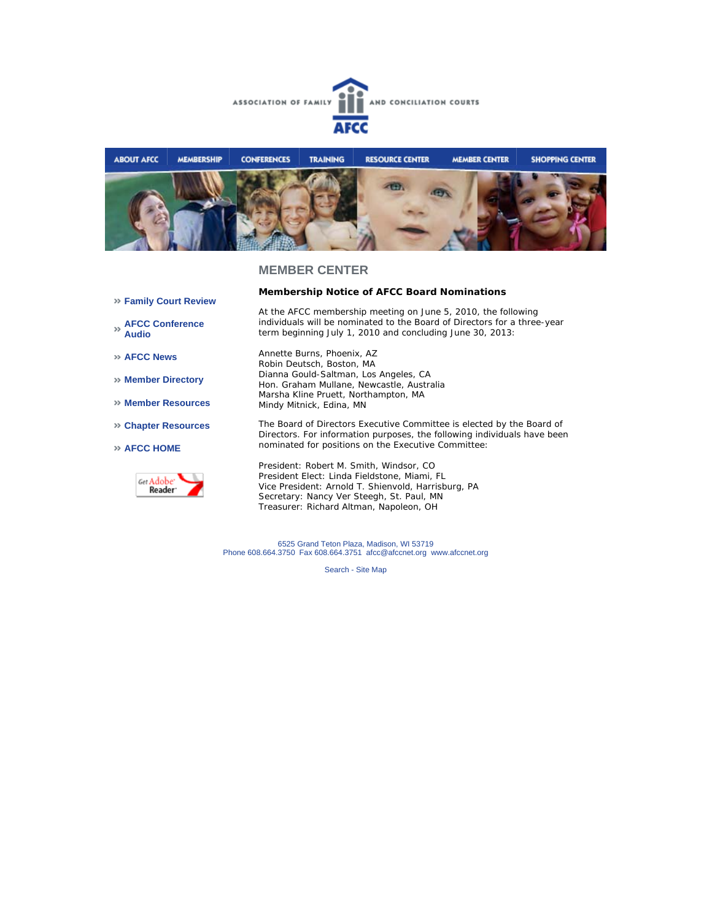ASSOCIATION OF FAMILY AND CONCILIATION COURTS

AFCC

ABOUT AFCC | MEMBERSHIP | CONFERENCES | TRAINING | RESOURCE CENTER | MEMBER CENTER | SHOPPING CENTER

## MEMBER CENTER

- » Family Court Review
- » AFCC Conference Audio
- » AFCC News
- » Member Directory
- » Member Resources
- » Chapter Resources
- » AFCC HOME

Get Adobe Reader

### Membership Notice of AFCC Board Nominations

At the AFCC membership meeting on June 5, 2010, the following individuals will be nominated to the Board of Directors for a three-year term beginning July 1, 2010 and concluding June 30, 2013:

Annette Burns, Phoenix, AZ
Robin Deutsch, Boston, MA
Dianna Gould-Saltman, Los Angeles, CA
Hon. Graham Mullane, Newcastle, Australia
Marsha Kline Pruett, Northampton, MA
Mindy Mitnick, Edina, MN

The Board of Directors Executive Committee is elected by the Board of Directors. For information purposes, the following individuals have been nominated for positions on the Executive Committee:

President: Robert M. Smith, Windsor, CO
President Elect: Linda Fieldstone, Miami, FL
Vice President: Arnold T. Shienvold, Harrisburg, PA
Secretary: Nancy Ver Steegh, St. Paul, MN
Treasurer: Richard Altman, Napoleon, OH

6525 Grand Teton Plaza, Madison, WI 53719
Phone 608.664.3750 Fax 608.664.3751 afcc@afccnet.org www.afccnet.org

Search - Site Map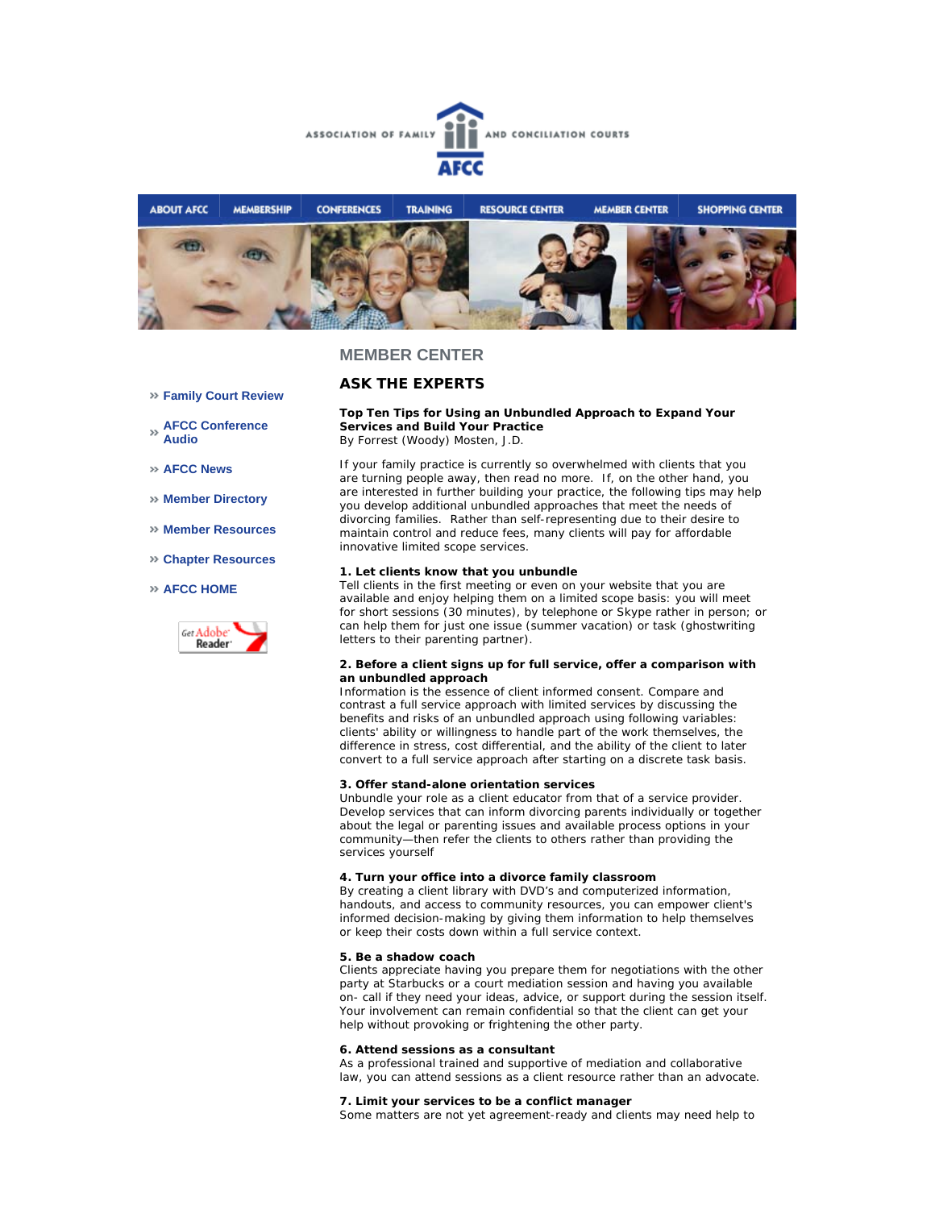ASSOCIATION OF FAMILY AND CONCILIATION COURTS

AFCC

ABOUT AFCC | MEMBERSHIP | CONFERENCES | TRAINING | RESOURCE CENTER | MEMBER CENTER | SHOPPING CENTER

- Family Court Review
- AFCC Conference Audio
- AFCC News
- Member Directory
- Member Resources
- Chapter Resources
- AFCC HOME

Get Adobe Reader

# MEMBER CENTER

## ASK THE EXPERTS

**Top Ten Tips for Using an Unbundled Approach to Expand Your Services and Build Your Practice**
By Forrest (Woody) Mosten, J.D.

If your family practice is currently so overwhelmed with clients that you are turning people away, then read no more. If, on the other hand, you are interested in further building your practice, the following tips may help you develop additional unbundled approaches that meet the needs of divorcing families. Rather than self-representing due to their desire to maintain control and reduce fees, many clients will pay for affordable innovative limited scope services.

**1. Let clients know that you unbundle**
Tell clients in the first meeting or even on your website that you are available and enjoy helping them on a limited scope basis: you will meet for short sessions (30 minutes), by telephone or Skype rather in person; or can help them for just one issue (summer vacation) or task (ghostwriting letters to their parenting partner).

**2. Before a client signs up for full service, offer a comparison with an unbundled approach**
Information is the essence of client informed consent. Compare and contrast a full service approach with limited services by discussing the benefits and risks of an unbundled approach using following variables: clients' ability or willingness to handle part of the work themselves, the difference in stress, cost differential, and the ability of the client to later convert to a full service approach after starting on a discrete task basis.

**3. Offer stand-alone orientation services**
Unbundle your role as a client educator from that of a service provider. Develop services that can inform divorcing parents individually or together about the legal or parenting issues and available process options in your community—then refer the clients to others rather than providing the services yourself

**4. Turn your office into a divorce family classroom**
By creating a client library with DVD's and computerized information, handouts, and access to community resources, you can empower client's informed decision-making by giving them information to help themselves or keep their costs down within a full service context.

**5. Be a shadow coach**
Clients appreciate having you prepare them for negotiations with the other party at Starbucks or a court mediation session and having you available on- call if they need your ideas, advice, or support during the session itself. Your involvement can remain confidential so that the client can get your help without provoking or frightening the other party.

**6. Attend sessions as a consultant**
As a professional trained and supportive of mediation and collaborative law, you can attend sessions as a client resource rather than an advocate.

**7. Limit your services to be a conflict manager**
Some matters are not yet agreement-ready and clients may need help to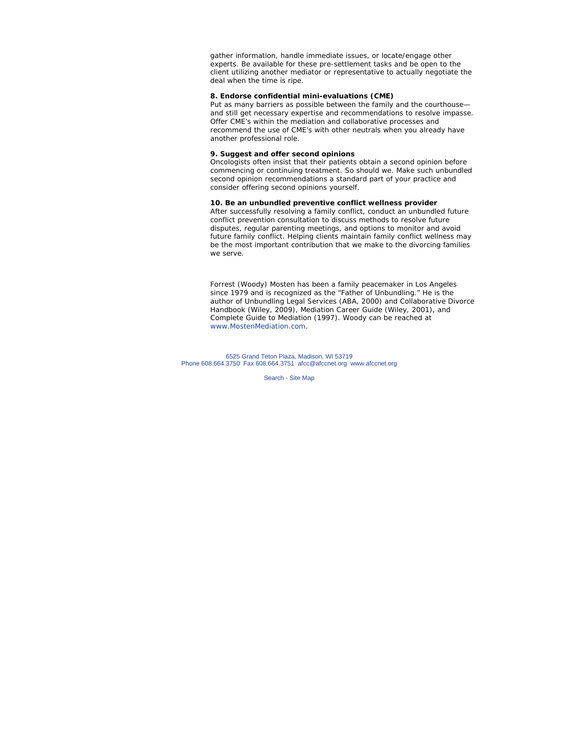gather information, handle immediate issues, or locate/engage other experts. Be available for these pre-settlement tasks and be open to the client utilizing another mediator or representative to actually negotiate the deal when the time is ripe.

**8. Endorse confidential mini-evaluations (CME)**

Put as many barriers as possible between the family and the courthouse—and still get necessary expertise and recommendations to resolve impasse. Offer CME's within the mediation and collaborative processes and recommend the use of CME's with other neutrals when you already have another professional role.

**9. Suggest and offer second opinions**

Oncologists often insist that their patients obtain a second opinion before commencing or continuing treatment. So should we. Make such unbundled second opinion recommendations a standard part of your practice and consider offering second opinions yourself.

**10. Be an unbundled preventive conflict wellness provider**

After successfully resolving a family conflict, conduct an unbundled future conflict prevention consultation to discuss methods to resolve future disputes, regular parenting meetings, and options to monitor and avoid future family conflict. Helping clients maintain family conflict wellness may be the most important contribution that we make to the divorcing families we serve.

Forrest (Woody) Mosten has been a family peacemaker in Los Angeles since 1979 and is recognized as the "Father of Unbundling." He is the author of Unbundling Legal Services (ABA, 2000) and Collaborative Divorce Handbook (Wiley, 2009), Mediation Career Guide (Wiley, 2001), and Complete Guide to Mediation (1997). Woody can be reached at www.MostenMediation.com.

6525 Grand Teton Plaza, Madison, WI 53719
Phone 608.664.3750 Fax 608.664.3751 afcc@afccnet.org www.afccnet.org

Search - Site Map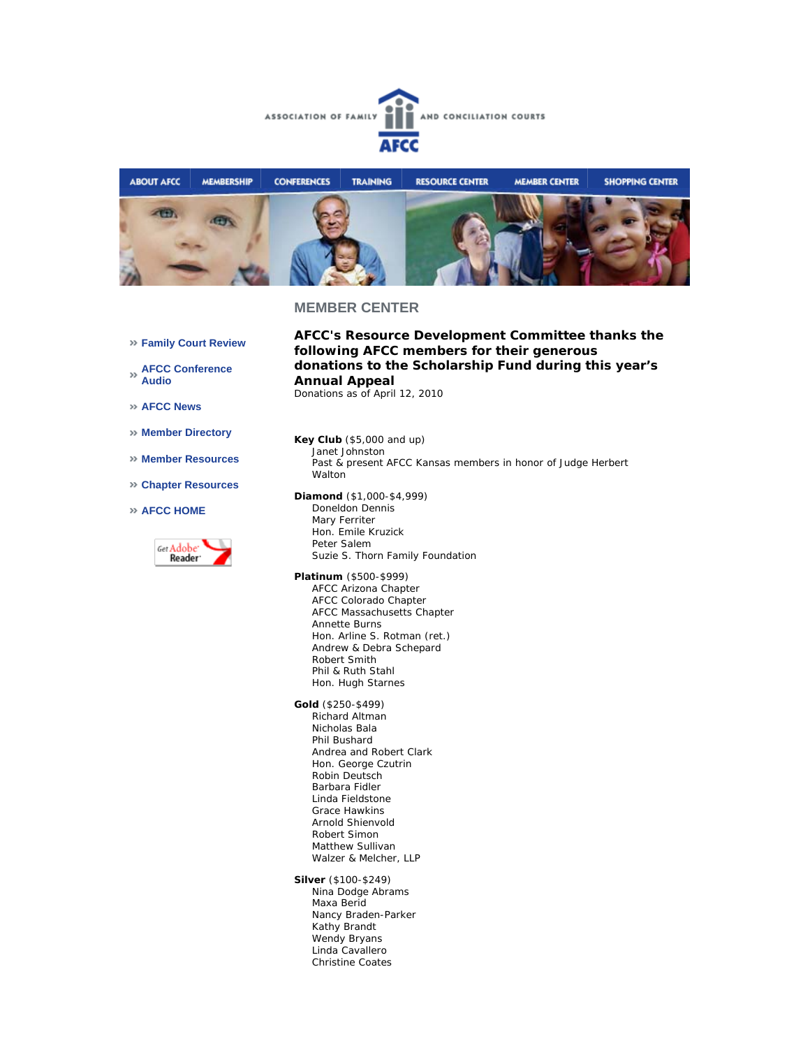ASSOCIATION OF FAMILY AND CONCILIATION COURTS

AFCC

ABOUT AFCC | MEMBERSHIP | CONFERENCES | TRAINING | RESOURCE CENTER | MEMBER CENTER | SHOPPING CENTER

## MEMBER CENTER

- » Family Court Review
- » AFCC Conference Audio
- » AFCC News
- » Member Directory
- » Member Resources
- » Chapter Resources
- » AFCC HOME

Get Adobe Reader

### AFCC's Resource Development Committee thanks the following AFCC members for their generous donations to the Scholarship Fund during this year's Annual Appeal

Donations as of April 12, 2010

**Key Club** ($5,000 and up)
Janet Johnston
Past & present AFCC Kansas members in honor of Judge Herbert Walton

**Diamond** ($1,000-$4,999)
Doneldon Dennis
Mary Ferriter
Hon. Emile Kruzick
Peter Salem
Suzie S. Thorn Family Foundation

**Platinum** ($500-$999)
AFCC Arizona Chapter
AFCC Colorado Chapter
AFCC Massachusetts Chapter
Annette Burns
Hon. Arline S. Rotman (ret.)
Andrew & Debra Schepard
Robert Smith
Phil & Ruth Stahl
Hon. Hugh Starnes

**Gold** ($250-$499)
Richard Altman
Nicholas Bala
Phil Bushard
Andrea and Robert Clark
Hon. George Czutrin
Robin Deutsch
Barbara Fidler
Linda Fieldstone
Grace Hawkins
Arnold Shienvold
Robert Simon
Matthew Sullivan
Walzer & Melcher, LLP

**Silver** ($100-$249)
Nina Dodge Abrams
Maxa Berid
Nancy Braden-Parker
Kathy Brandt
Wendy Bryans
Linda Cavallero
Christine Coates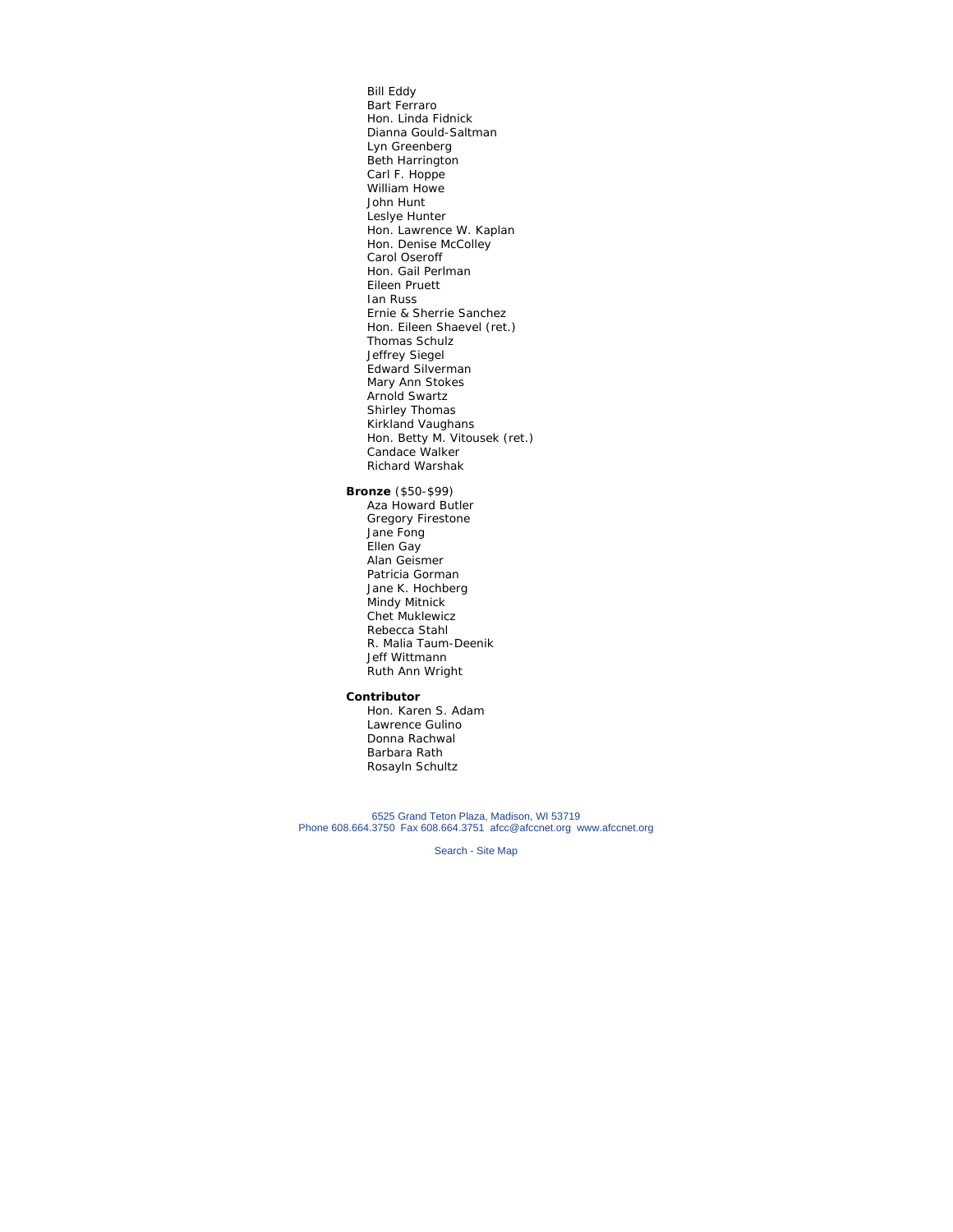Bill Eddy
Bart Ferraro
Hon. Linda Fidnick
Dianna Gould-Saltman
Lyn Greenberg
Beth Harrington
Carl F. Hoppe
William Howe
John Hunt
Leslye Hunter
Hon. Lawrence W. Kaplan
Hon. Denise McColley
Carol Oseroff
Hon. Gail Perlman
Eileen Pruett
Ian Russ
Ernie & Sherrie Sanchez
Hon. Eileen Shaevel (ret.)
Thomas Schulz
Jeffrey Siegel
Edward Silverman
Mary Ann Stokes
Arnold Swartz
Shirley Thomas
Kirkland Vaughans
Hon. Betty M. Vitousek (ret.)
Candace Walker
Richard Warshak

**Bronze** ($50-$99)

Aza Howard Butler
Gregory Firestone
Jane Fong
Ellen Gay
Alan Geismer
Patricia Gorman
Jane K. Hochberg
Mindy Mitnick
Chet Muklewicz
Rebecca Stahl
R. Malia Taum-Deenik
Jeff Wittmann
Ruth Ann Wright

**Contributor**

Hon. Karen S. Adam
Lawrence Gulino
Donna Rachwal
Barbara Rath
Rosayln Schultz

6525 Grand Teton Plaza, Madison, WI 53719
Phone 608.664.3750 Fax 608.664.3751 afcc@afccnet.org www.afccnet.org

Search - Site Map